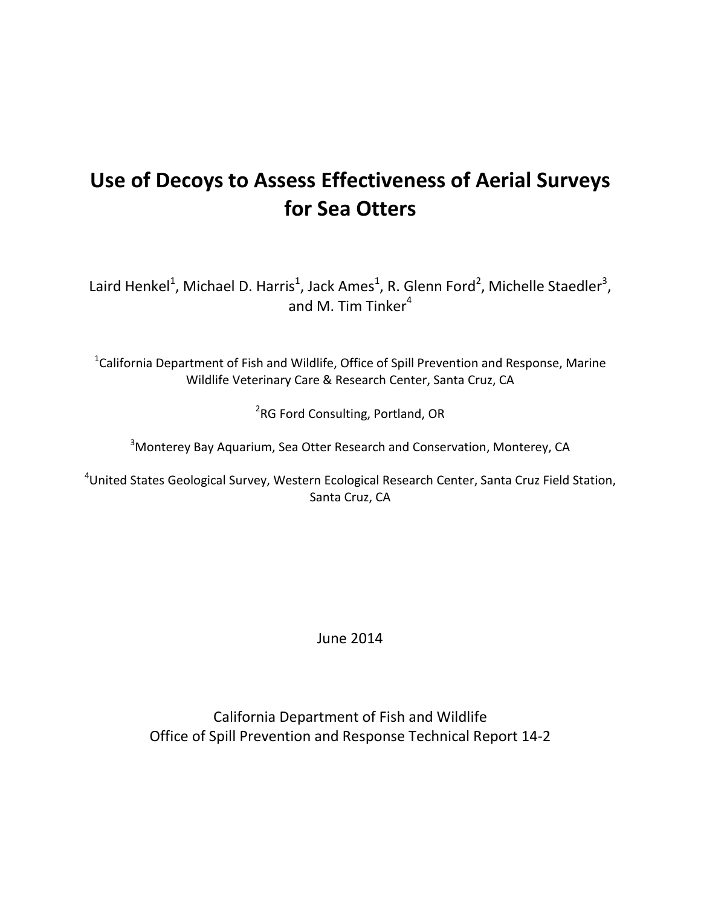# Use of Decoys to Assess Effectiveness of Aerial Surveys for Sea Otters

Laird Henkel[1], Michael D. Harris[1], Jack Ames[1], R. Glenn Ford[2], Michelle Staedler[3], and M. Tim Tinker[4]

[1]California Department of Fish and Wildlife, Office of Spill Prevention and Response, Marine Wildlife Veterinary Care & Research Center, Santa Cruz, CA

[2]RG Ford Consulting, Portland, OR

[3]Monterey Bay Aquarium, Sea Otter Research and Conservation, Monterey, CA

[4]United States Geological Survey, Western Ecological Research Center, Santa Cruz Field Station, Santa Cruz, CA

June 2014

California Department of Fish and Wildlife
Office of Spill Prevention and Response Technical Report 14-2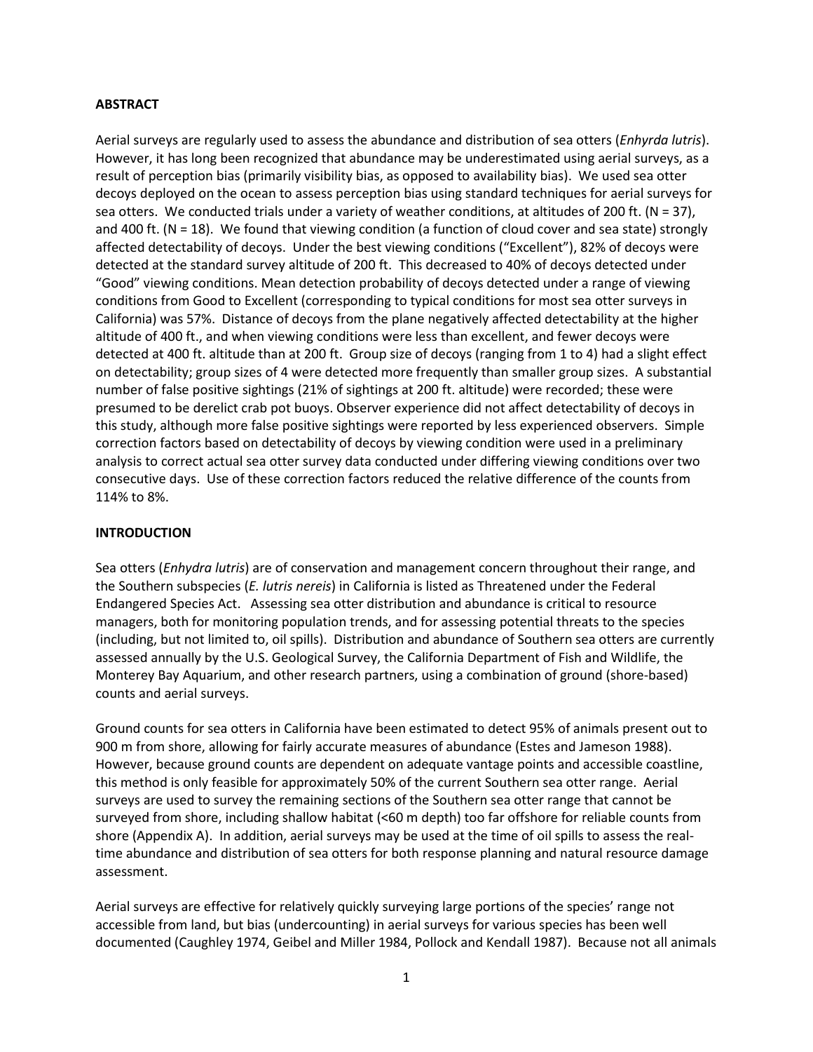**ABSTRACT**

Aerial surveys are regularly used to assess the abundance and distribution of sea otters (*Enhyrda lutris*). However, it has long been recognized that abundance may be underestimated using aerial surveys, as a result of perception bias (primarily visibility bias, as opposed to availability bias). We used sea otter decoys deployed on the ocean to assess perception bias using standard techniques for aerial surveys for sea otters. We conducted trials under a variety of weather conditions, at altitudes of 200 ft. (N = 37), and 400 ft. (N = 18). We found that viewing condition (a function of cloud cover and sea state) strongly affected detectability of decoys. Under the best viewing conditions ("Excellent"), 82% of decoys were detected at the standard survey altitude of 200 ft. This decreased to 40% of decoys detected under "Good" viewing conditions. Mean detection probability of decoys detected under a range of viewing conditions from Good to Excellent (corresponding to typical conditions for most sea otter surveys in California) was 57%. Distance of decoys from the plane negatively affected detectability at the higher altitude of 400 ft., and when viewing conditions were less than excellent, and fewer decoys were detected at 400 ft. altitude than at 200 ft. Group size of decoys (ranging from 1 to 4) had a slight effect on detectability; group sizes of 4 were detected more frequently than smaller group sizes. A substantial number of false positive sightings (21% of sightings at 200 ft. altitude) were recorded; these were presumed to be derelict crab pot buoys. Observer experience did not affect detectability of decoys in this study, although more false positive sightings were reported by less experienced observers. Simple correction factors based on detectability of decoys by viewing condition were used in a preliminary analysis to correct actual sea otter survey data conducted under differing viewing conditions over two consecutive days. Use of these correction factors reduced the relative difference of the counts from 114% to 8%.

**INTRODUCTION**

Sea otters (*Enhydra lutris*) are of conservation and management concern throughout their range, and the Southern subspecies (*E. lutris nereis*) in California is listed as Threatened under the Federal Endangered Species Act. Assessing sea otter distribution and abundance is critical to resource managers, both for monitoring population trends, and for assessing potential threats to the species (including, but not limited to, oil spills). Distribution and abundance of Southern sea otters are currently assessed annually by the U.S. Geological Survey, the California Department of Fish and Wildlife, the Monterey Bay Aquarium, and other research partners, using a combination of ground (shore-based) counts and aerial surveys.

Ground counts for sea otters in California have been estimated to detect 95% of animals present out to 900 m from shore, allowing for fairly accurate measures of abundance (Estes and Jameson 1988). However, because ground counts are dependent on adequate vantage points and accessible coastline, this method is only feasible for approximately 50% of the current Southern sea otter range. Aerial surveys are used to survey the remaining sections of the Southern sea otter range that cannot be surveyed from shore, including shallow habitat (<60 m depth) too far offshore for reliable counts from shore (Appendix A). In addition, aerial surveys may be used at the time of oil spills to assess the real-time abundance and distribution of sea otters for both response planning and natural resource damage assessment.

Aerial surveys are effective for relatively quickly surveying large portions of the species' range not accessible from land, but bias (undercounting) in aerial surveys for various species has been well documented (Caughley 1974, Geibel and Miller 1984, Pollock and Kendall 1987). Because not all animals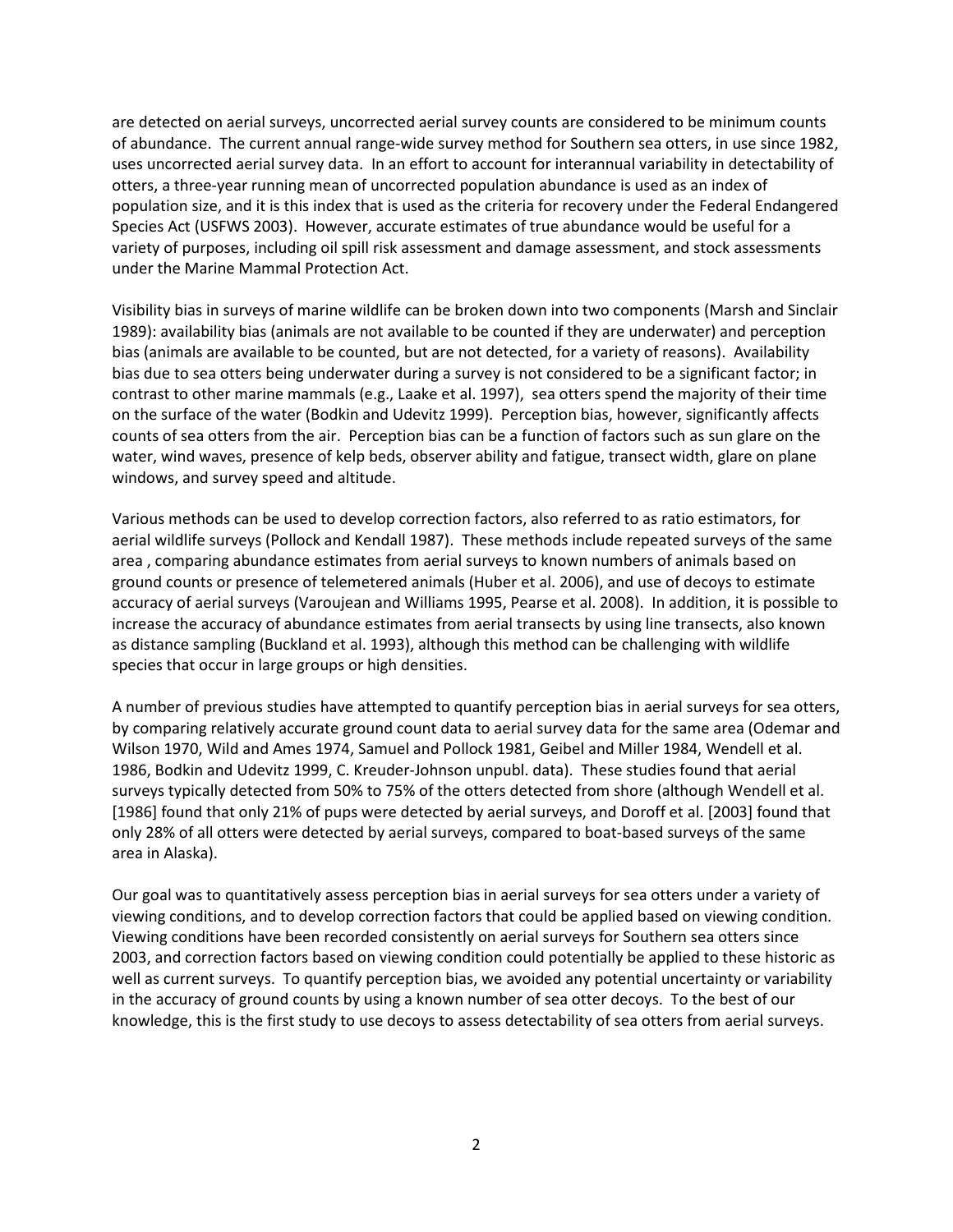are detected on aerial surveys, uncorrected aerial survey counts are considered to be minimum counts of abundance. The current annual range-wide survey method for Southern sea otters, in use since 1982, uses uncorrected aerial survey data. In an effort to account for interannual variability in detectability of otters, a three-year running mean of uncorrected population abundance is used as an index of population size, and it is this index that is used as the criteria for recovery under the Federal Endangered Species Act (USFWS 2003). However, accurate estimates of true abundance would be useful for a variety of purposes, including oil spill risk assessment and damage assessment, and stock assessments under the Marine Mammal Protection Act.

Visibility bias in surveys of marine wildlife can be broken down into two components (Marsh and Sinclair 1989): availability bias (animals are not available to be counted if they are underwater) and perception bias (animals are available to be counted, but are not detected, for a variety of reasons). Availability bias due to sea otters being underwater during a survey is not considered to be a significant factor; in contrast to other marine mammals (e.g., Laake et al. 1997), sea otters spend the majority of their time on the surface of the water (Bodkin and Udevitz 1999). Perception bias, however, significantly affects counts of sea otters from the air. Perception bias can be a function of factors such as sun glare on the water, wind waves, presence of kelp beds, observer ability and fatigue, transect width, glare on plane windows, and survey speed and altitude.

Various methods can be used to develop correction factors, also referred to as ratio estimators, for aerial wildlife surveys (Pollock and Kendall 1987). These methods include repeated surveys of the same area , comparing abundance estimates from aerial surveys to known numbers of animals based on ground counts or presence of telemetered animals (Huber et al. 2006), and use of decoys to estimate accuracy of aerial surveys (Varoujean and Williams 1995, Pearse et al. 2008). In addition, it is possible to increase the accuracy of abundance estimates from aerial transects by using line transects, also known as distance sampling (Buckland et al. 1993), although this method can be challenging with wildlife species that occur in large groups or high densities.

A number of previous studies have attempted to quantify perception bias in aerial surveys for sea otters, by comparing relatively accurate ground count data to aerial survey data for the same area (Odemar and Wilson 1970, Wild and Ames 1974, Samuel and Pollock 1981, Geibel and Miller 1984, Wendell et al. 1986, Bodkin and Udevitz 1999, C. Kreuder-Johnson unpubl. data). These studies found that aerial surveys typically detected from 50% to 75% of the otters detected from shore (although Wendell et al. [1986] found that only 21% of pups were detected by aerial surveys, and Doroff et al. [2003] found that only 28% of all otters were detected by aerial surveys, compared to boat-based surveys of the same area in Alaska).

Our goal was to quantitatively assess perception bias in aerial surveys for sea otters under a variety of viewing conditions, and to develop correction factors that could be applied based on viewing condition. Viewing conditions have been recorded consistently on aerial surveys for Southern sea otters since 2003, and correction factors based on viewing condition could potentially be applied to these historic as well as current surveys. To quantify perception bias, we avoided any potential uncertainty or variability in the accuracy of ground counts by using a known number of sea otter decoys. To the best of our knowledge, this is the first study to use decoys to assess detectability of sea otters from aerial surveys.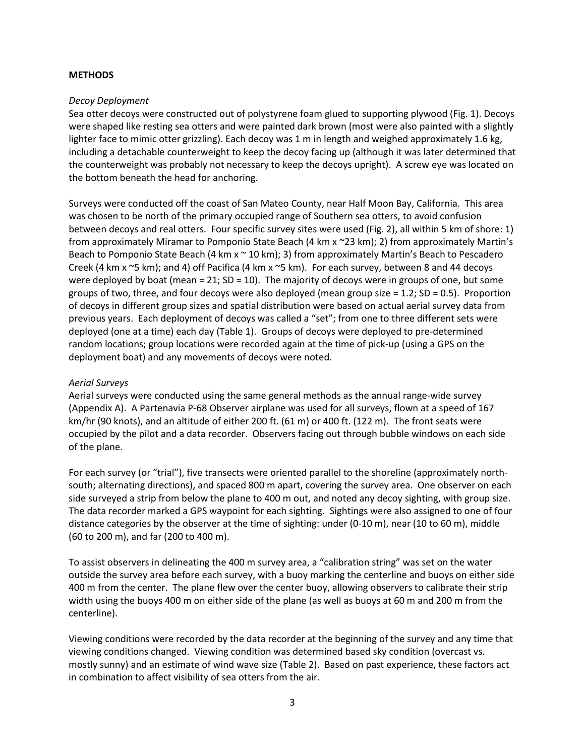**METHODS**

*Decoy Deployment*

Sea otter decoys were constructed out of polystyrene foam glued to supporting plywood (Fig. 1). Decoys were shaped like resting sea otters and were painted dark brown (most were also painted with a slightly lighter face to mimic otter grizzling). Each decoy was 1 m in length and weighed approximately 1.6 kg, including a detachable counterweight to keep the decoy facing up (although it was later determined that the counterweight was probably not necessary to keep the decoys upright). A screw eye was located on the bottom beneath the head for anchoring.

Surveys were conducted off the coast of San Mateo County, near Half Moon Bay, California. This area was chosen to be north of the primary occupied range of Southern sea otters, to avoid confusion between decoys and real otters. Four specific survey sites were used (Fig. 2), all within 5 km of shore: 1) from approximately Miramar to Pomponio State Beach (4 km x ~23 km); 2) from approximately Martin's Beach to Pomponio State Beach (4 km x ~ 10 km); 3) from approximately Martin's Beach to Pescadero Creek (4 km x ~5 km); and 4) off Pacifica (4 km x ~5 km). For each survey, between 8 and 44 decoys were deployed by boat (mean = 21; SD = 10). The majority of decoys were in groups of one, but some groups of two, three, and four decoys were also deployed (mean group size = 1.2; SD = 0.5). Proportion of decoys in different group sizes and spatial distribution were based on actual aerial survey data from previous years. Each deployment of decoys was called a "set"; from one to three different sets were deployed (one at a time) each day (Table 1). Groups of decoys were deployed to pre-determined random locations; group locations were recorded again at the time of pick-up (using a GPS on the deployment boat) and any movements of decoys were noted.

*Aerial Surveys*

Aerial surveys were conducted using the same general methods as the annual range-wide survey (Appendix A). A Partenavia P-68 Observer airplane was used for all surveys, flown at a speed of 167 km/hr (90 knots), and an altitude of either 200 ft. (61 m) or 400 ft. (122 m). The front seats were occupied by the pilot and a data recorder. Observers facing out through bubble windows on each side of the plane.

For each survey (or "trial"), five transects were oriented parallel to the shoreline (approximately north-south; alternating directions), and spaced 800 m apart, covering the survey area. One observer on each side surveyed a strip from below the plane to 400 m out, and noted any decoy sighting, with group size. The data recorder marked a GPS waypoint for each sighting. Sightings were also assigned to one of four distance categories by the observer at the time of sighting: under (0-10 m), near (10 to 60 m), middle (60 to 200 m), and far (200 to 400 m).

To assist observers in delineating the 400 m survey area, a "calibration string" was set on the water outside the survey area before each survey, with a buoy marking the centerline and buoys on either side 400 m from the center. The plane flew over the center buoy, allowing observers to calibrate their strip width using the buoys 400 m on either side of the plane (as well as buoys at 60 m and 200 m from the centerline).

Viewing conditions were recorded by the data recorder at the beginning of the survey and any time that viewing conditions changed. Viewing condition was determined based sky condition (overcast vs. mostly sunny) and an estimate of wind wave size (Table 2). Based on past experience, these factors act in combination to affect visibility of sea otters from the air.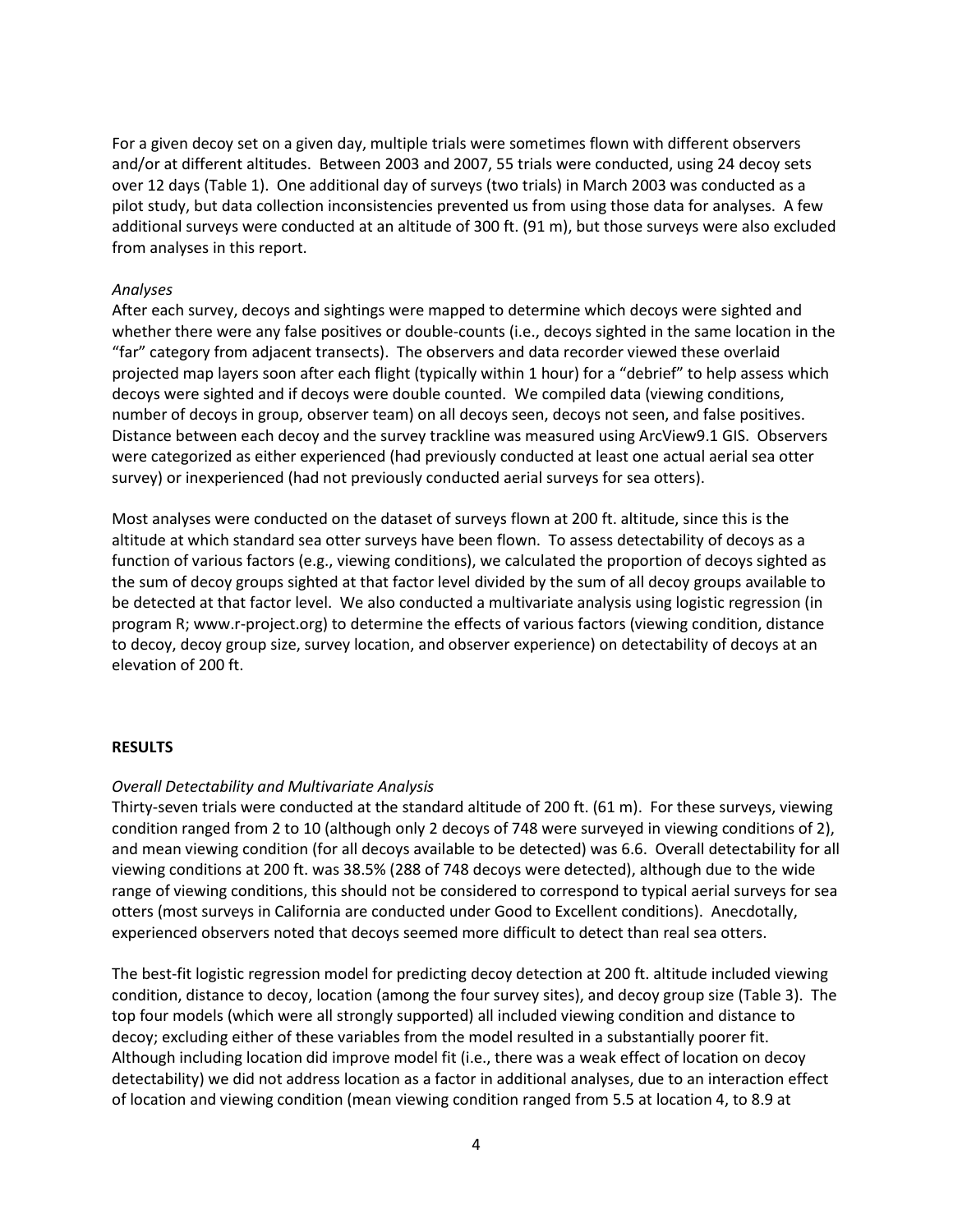For a given decoy set on a given day, multiple trials were sometimes flown with different observers and/or at different altitudes. Between 2003 and 2007, 55 trials were conducted, using 24 decoy sets over 12 days (Table 1). One additional day of surveys (two trials) in March 2003 was conducted as a pilot study, but data collection inconsistencies prevented us from using those data for analyses. A few additional surveys were conducted at an altitude of 300 ft. (91 m), but those surveys were also excluded from analyses in this report.

*Analyses*

After each survey, decoys and sightings were mapped to determine which decoys were sighted and whether there were any false positives or double-counts (i.e., decoys sighted in the same location in the "far" category from adjacent transects). The observers and data recorder viewed these overlaid projected map layers soon after each flight (typically within 1 hour) for a "debrief" to help assess which decoys were sighted and if decoys were double counted. We compiled data (viewing conditions, number of decoys in group, observer team) on all decoys seen, decoys not seen, and false positives. Distance between each decoy and the survey trackline was measured using ArcView9.1 GIS. Observers were categorized as either experienced (had previously conducted at least one actual aerial sea otter survey) or inexperienced (had not previously conducted aerial surveys for sea otters).

Most analyses were conducted on the dataset of surveys flown at 200 ft. altitude, since this is the altitude at which standard sea otter surveys have been flown. To assess detectability of decoys as a function of various factors (e.g., viewing conditions), we calculated the proportion of decoys sighted as the sum of decoy groups sighted at that factor level divided by the sum of all decoy groups available to be detected at that factor level. We also conducted a multivariate analysis using logistic regression (in program R; www.r-project.org) to determine the effects of various factors (viewing condition, distance to decoy, decoy group size, survey location, and observer experience) on detectability of decoys at an elevation of 200 ft.

## RESULTS

*Overall Detectability and Multivariate Analysis*

Thirty-seven trials were conducted at the standard altitude of 200 ft. (61 m). For these surveys, viewing condition ranged from 2 to 10 (although only 2 decoys of 748 were surveyed in viewing conditions of 2), and mean viewing condition (for all decoys available to be detected) was 6.6. Overall detectability for all viewing conditions at 200 ft. was 38.5% (288 of 748 decoys were detected), although due to the wide range of viewing conditions, this should not be considered to correspond to typical aerial surveys for sea otters (most surveys in California are conducted under Good to Excellent conditions). Anecdotally, experienced observers noted that decoys seemed more difficult to detect than real sea otters.

The best-fit logistic regression model for predicting decoy detection at 200 ft. altitude included viewing condition, distance to decoy, location (among the four survey sites), and decoy group size (Table 3). The top four models (which were all strongly supported) all included viewing condition and distance to decoy; excluding either of these variables from the model resulted in a substantially poorer fit. Although including location did improve model fit (i.e., there was a weak effect of location on decoy detectability) we did not address location as a factor in additional analyses, due to an interaction effect of location and viewing condition (mean viewing condition ranged from 5.5 at location 4, to 8.9 at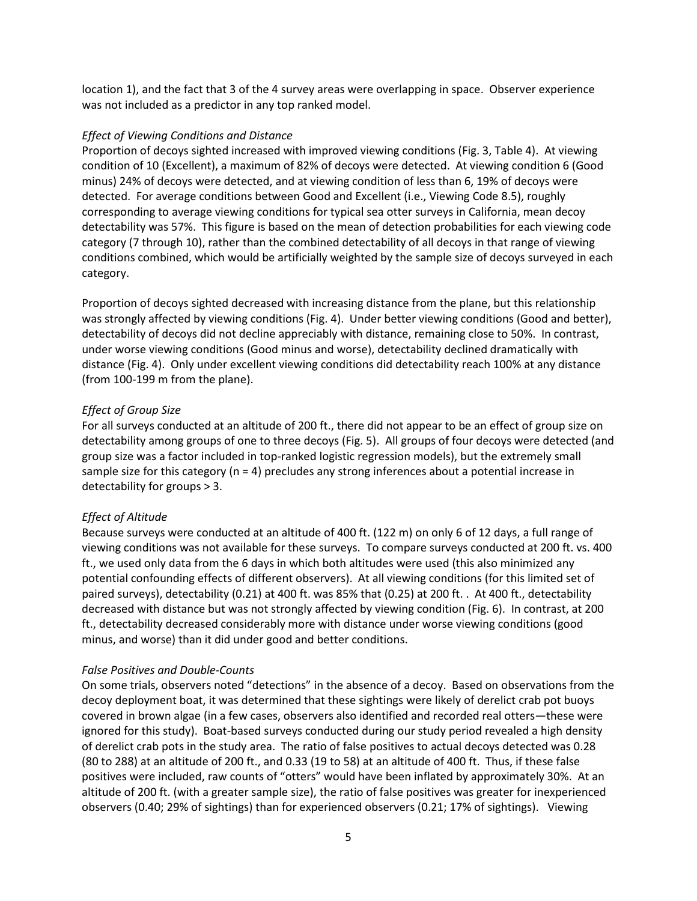location 1), and the fact that 3 of the 4 survey areas were overlapping in space. Observer experience was not included as a predictor in any top ranked model.

*Effect of Viewing Conditions and Distance*

Proportion of decoys sighted increased with improved viewing conditions (Fig. 3, Table 4). At viewing condition of 10 (Excellent), a maximum of 82% of decoys were detected. At viewing condition 6 (Good minus) 24% of decoys were detected, and at viewing condition of less than 6, 19% of decoys were detected. For average conditions between Good and Excellent (i.e., Viewing Code 8.5), roughly corresponding to average viewing conditions for typical sea otter surveys in California, mean decoy detectability was 57%. This figure is based on the mean of detection probabilities for each viewing code category (7 through 10), rather than the combined detectability of all decoys in that range of viewing conditions combined, which would be artificially weighted by the sample size of decoys surveyed in each category.

Proportion of decoys sighted decreased with increasing distance from the plane, but this relationship was strongly affected by viewing conditions (Fig. 4). Under better viewing conditions (Good and better), detectability of decoys did not decline appreciably with distance, remaining close to 50%. In contrast, under worse viewing conditions (Good minus and worse), detectability declined dramatically with distance (Fig. 4). Only under excellent viewing conditions did detectability reach 100% at any distance (from 100-199 m from the plane).

*Effect of Group Size*

For all surveys conducted at an altitude of 200 ft., there did not appear to be an effect of group size on detectability among groups of one to three decoys (Fig. 5). All groups of four decoys were detected (and group size was a factor included in top-ranked logistic regression models), but the extremely small sample size for this category (n = 4) precludes any strong inferences about a potential increase in detectability for groups > 3.

*Effect of Altitude*

Because surveys were conducted at an altitude of 400 ft. (122 m) on only 6 of 12 days, a full range of viewing conditions was not available for these surveys. To compare surveys conducted at 200 ft. vs. 400 ft., we used only data from the 6 days in which both altitudes were used (this also minimized any potential confounding effects of different observers). At all viewing conditions (for this limited set of paired surveys), detectability (0.21) at 400 ft. was 85% that (0.25) at 200 ft. . At 400 ft., detectability decreased with distance but was not strongly affected by viewing condition (Fig. 6). In contrast, at 200 ft., detectability decreased considerably more with distance under worse viewing conditions (good minus, and worse) than it did under good and better conditions.

*False Positives and Double-Counts*

On some trials, observers noted "detections" in the absence of a decoy. Based on observations from the decoy deployment boat, it was determined that these sightings were likely of derelict crab pot buoys covered in brown algae (in a few cases, observers also identified and recorded real otters—these were ignored for this study). Boat-based surveys conducted during our study period revealed a high density of derelict crab pots in the study area. The ratio of false positives to actual decoys detected was 0.28 (80 to 288) at an altitude of 200 ft., and 0.33 (19 to 58) at an altitude of 400 ft. Thus, if these false positives were included, raw counts of "otters" would have been inflated by approximately 30%. At an altitude of 200 ft. (with a greater sample size), the ratio of false positives was greater for inexperienced observers (0.40; 29% of sightings) than for experienced observers (0.21; 17% of sightings). Viewing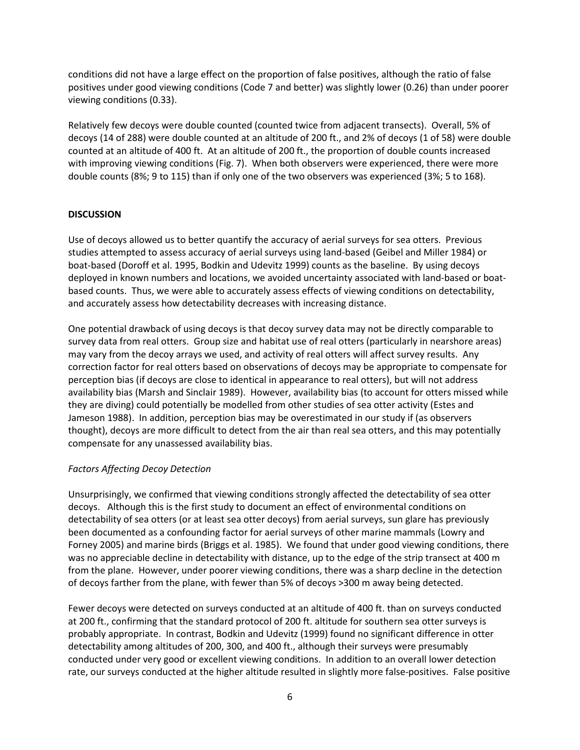conditions did not have a large effect on the proportion of false positives, although the ratio of false positives under good viewing conditions (Code 7 and better) was slightly lower (0.26) than under poorer viewing conditions (0.33).

Relatively few decoys were double counted (counted twice from adjacent transects). Overall, 5% of decoys (14 of 288) were double counted at an altitude of 200 ft., and 2% of decoys (1 of 58) were double counted at an altitude of 400 ft. At an altitude of 200 ft., the proportion of double counts increased with improving viewing conditions (Fig. 7). When both observers were experienced, there were more double counts (8%; 9 to 115) than if only one of the two observers was experienced (3%; 5 to 168).

## DISCUSSION

Use of decoys allowed us to better quantify the accuracy of aerial surveys for sea otters. Previous studies attempted to assess accuracy of aerial surveys using land-based (Geibel and Miller 1984) or boat-based (Doroff et al. 1995, Bodkin and Udevitz 1999) counts as the baseline. By using decoys deployed in known numbers and locations, we avoided uncertainty associated with land-based or boat-based counts. Thus, we were able to accurately assess effects of viewing conditions on detectability, and accurately assess how detectability decreases with increasing distance.

One potential drawback of using decoys is that decoy survey data may not be directly comparable to survey data from real otters. Group size and habitat use of real otters (particularly in nearshore areas) may vary from the decoy arrays we used, and activity of real otters will affect survey results. Any correction factor for real otters based on observations of decoys may be appropriate to compensate for perception bias (if decoys are close to identical in appearance to real otters), but will not address availability bias (Marsh and Sinclair 1989). However, availability bias (to account for otters missed while they are diving) could potentially be modelled from other studies of sea otter activity (Estes and Jameson 1988). In addition, perception bias may be overestimated in our study if (as observers thought), decoys are more difficult to detect from the air than real sea otters, and this may potentially compensate for any unassessed availability bias.

### *Factors Affecting Decoy Detection*

Unsurprisingly, we confirmed that viewing conditions strongly affected the detectability of sea otter decoys. Although this is the first study to document an effect of environmental conditions on detectability of sea otters (or at least sea otter decoys) from aerial surveys, sun glare has previously been documented as a confounding factor for aerial surveys of other marine mammals (Lowry and Forney 2005) and marine birds (Briggs et al. 1985). We found that under good viewing conditions, there was no appreciable decline in detectability with distance, up to the edge of the strip transect at 400 m from the plane. However, under poorer viewing conditions, there was a sharp decline in the detection of decoys farther from the plane, with fewer than 5% of decoys >300 m away being detected.

Fewer decoys were detected on surveys conducted at an altitude of 400 ft. than on surveys conducted at 200 ft., confirming that the standard protocol of 200 ft. altitude for southern sea otter surveys is probably appropriate. In contrast, Bodkin and Udevitz (1999) found no significant difference in otter detectability among altitudes of 200, 300, and 400 ft., although their surveys were presumably conducted under very good or excellent viewing conditions. In addition to an overall lower detection rate, our surveys conducted at the higher altitude resulted in slightly more false-positives. False positive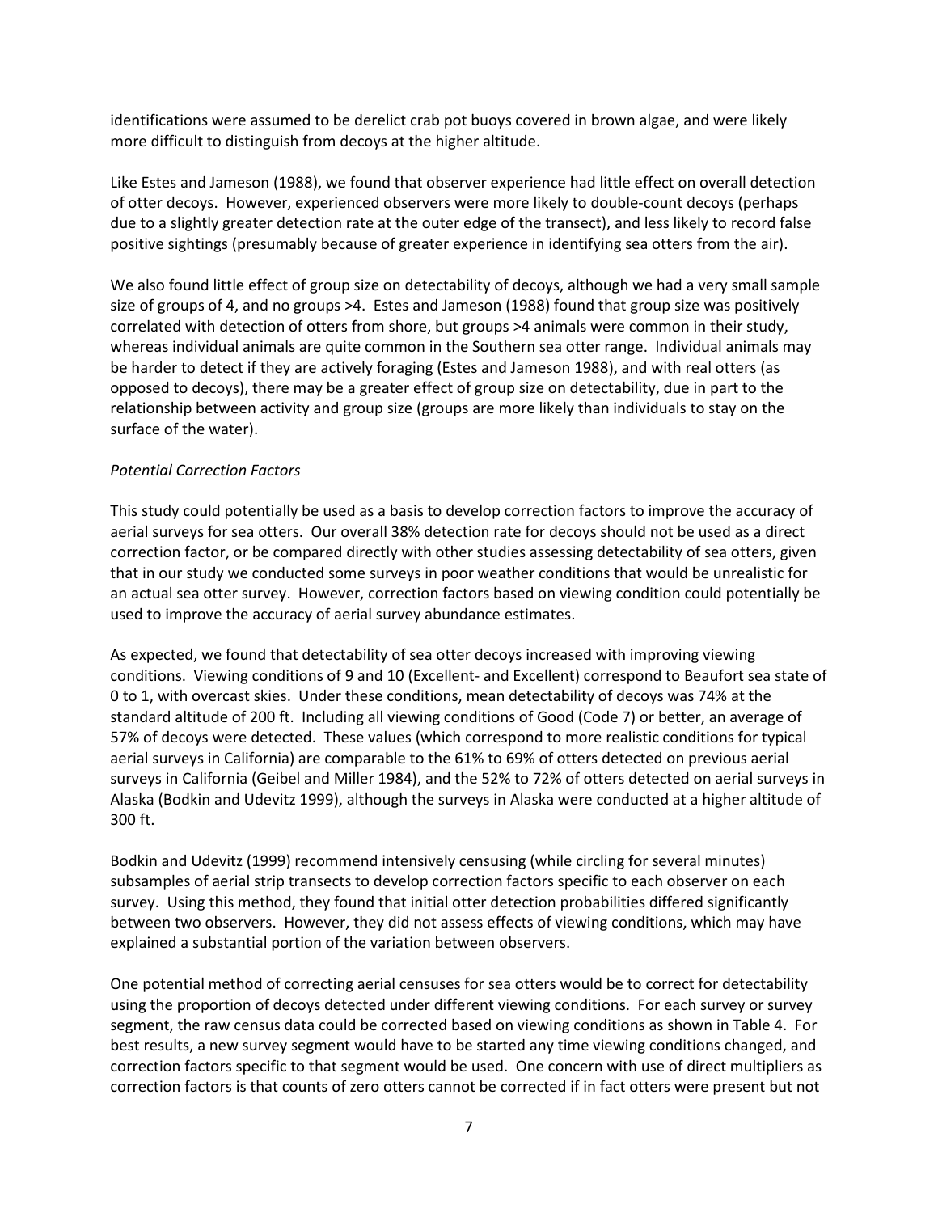identifications were assumed to be derelict crab pot buoys covered in brown algae, and were likely more difficult to distinguish from decoys at the higher altitude.

Like Estes and Jameson (1988), we found that observer experience had little effect on overall detection of otter decoys. However, experienced observers were more likely to double-count decoys (perhaps due to a slightly greater detection rate at the outer edge of the transect), and less likely to record false positive sightings (presumably because of greater experience in identifying sea otters from the air).

We also found little effect of group size on detectability of decoys, although we had a very small sample size of groups of 4, and no groups >4. Estes and Jameson (1988) found that group size was positively correlated with detection of otters from shore, but groups >4 animals were common in their study, whereas individual animals are quite common in the Southern sea otter range. Individual animals may be harder to detect if they are actively foraging (Estes and Jameson 1988), and with real otters (as opposed to decoys), there may be a greater effect of group size on detectability, due in part to the relationship between activity and group size (groups are more likely than individuals to stay on the surface of the water).

*Potential Correction Factors*

This study could potentially be used as a basis to develop correction factors to improve the accuracy of aerial surveys for sea otters. Our overall 38% detection rate for decoys should not be used as a direct correction factor, or be compared directly with other studies assessing detectability of sea otters, given that in our study we conducted some surveys in poor weather conditions that would be unrealistic for an actual sea otter survey. However, correction factors based on viewing condition could potentially be used to improve the accuracy of aerial survey abundance estimates.

As expected, we found that detectability of sea otter decoys increased with improving viewing conditions. Viewing conditions of 9 and 10 (Excellent- and Excellent) correspond to Beaufort sea state of 0 to 1, with overcast skies. Under these conditions, mean detectability of decoys was 74% at the standard altitude of 200 ft. Including all viewing conditions of Good (Code 7) or better, an average of 57% of decoys were detected. These values (which correspond to more realistic conditions for typical aerial surveys in California) are comparable to the 61% to 69% of otters detected on previous aerial surveys in California (Geibel and Miller 1984), and the 52% to 72% of otters detected on aerial surveys in Alaska (Bodkin and Udevitz 1999), although the surveys in Alaska were conducted at a higher altitude of 300 ft.

Bodkin and Udevitz (1999) recommend intensively censusing (while circling for several minutes) subsamples of aerial strip transects to develop correction factors specific to each observer on each survey. Using this method, they found that initial otter detection probabilities differed significantly between two observers. However, they did not assess effects of viewing conditions, which may have explained a substantial portion of the variation between observers.

One potential method of correcting aerial censuses for sea otters would be to correct for detectability using the proportion of decoys detected under different viewing conditions. For each survey or survey segment, the raw census data could be corrected based on viewing conditions as shown in Table 4. For best results, a new survey segment would have to be started any time viewing conditions changed, and correction factors specific to that segment would be used. One concern with use of direct multipliers as correction factors is that counts of zero otters cannot be corrected if in fact otters were present but not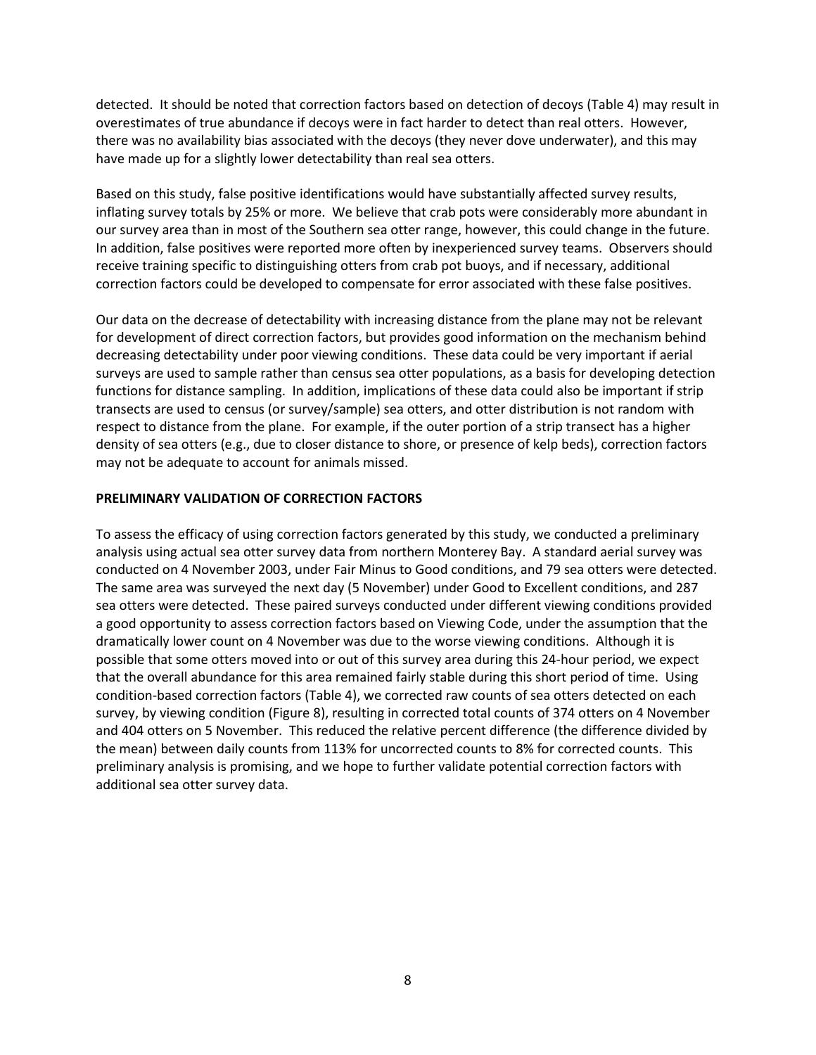detected. It should be noted that correction factors based on detection of decoys (Table 4) may result in overestimates of true abundance if decoys were in fact harder to detect than real otters. However, there was no availability bias associated with the decoys (they never dove underwater), and this may have made up for a slightly lower detectability than real sea otters.

Based on this study, false positive identifications would have substantially affected survey results, inflating survey totals by 25% or more. We believe that crab pots were considerably more abundant in our survey area than in most of the Southern sea otter range, however, this could change in the future. In addition, false positives were reported more often by inexperienced survey teams. Observers should receive training specific to distinguishing otters from crab pot buoys, and if necessary, additional correction factors could be developed to compensate for error associated with these false positives.

Our data on the decrease of detectability with increasing distance from the plane may not be relevant for development of direct correction factors, but provides good information on the mechanism behind decreasing detectability under poor viewing conditions. These data could be very important if aerial surveys are used to sample rather than census sea otter populations, as a basis for developing detection functions for distance sampling. In addition, implications of these data could also be important if strip transects are used to census (or survey/sample) sea otters, and otter distribution is not random with respect to distance from the plane. For example, if the outer portion of a strip transect has a higher density of sea otters (e.g., due to closer distance to shore, or presence of kelp beds), correction factors may not be adequate to account for animals missed.

**PRELIMINARY VALIDATION OF CORRECTION FACTORS**

To assess the efficacy of using correction factors generated by this study, we conducted a preliminary analysis using actual sea otter survey data from northern Monterey Bay. A standard aerial survey was conducted on 4 November 2003, under Fair Minus to Good conditions, and 79 sea otters were detected. The same area was surveyed the next day (5 November) under Good to Excellent conditions, and 287 sea otters were detected. These paired surveys conducted under different viewing conditions provided a good opportunity to assess correction factors based on Viewing Code, under the assumption that the dramatically lower count on 4 November was due to the worse viewing conditions. Although it is possible that some otters moved into or out of this survey area during this 24-hour period, we expect that the overall abundance for this area remained fairly stable during this short period of time. Using condition-based correction factors (Table 4), we corrected raw counts of sea otters detected on each survey, by viewing condition (Figure 8), resulting in corrected total counts of 374 otters on 4 November and 404 otters on 5 November. This reduced the relative percent difference (the difference divided by the mean) between daily counts from 113% for uncorrected counts to 8% for corrected counts. This preliminary analysis is promising, and we hope to further validate potential correction factors with additional sea otter survey data.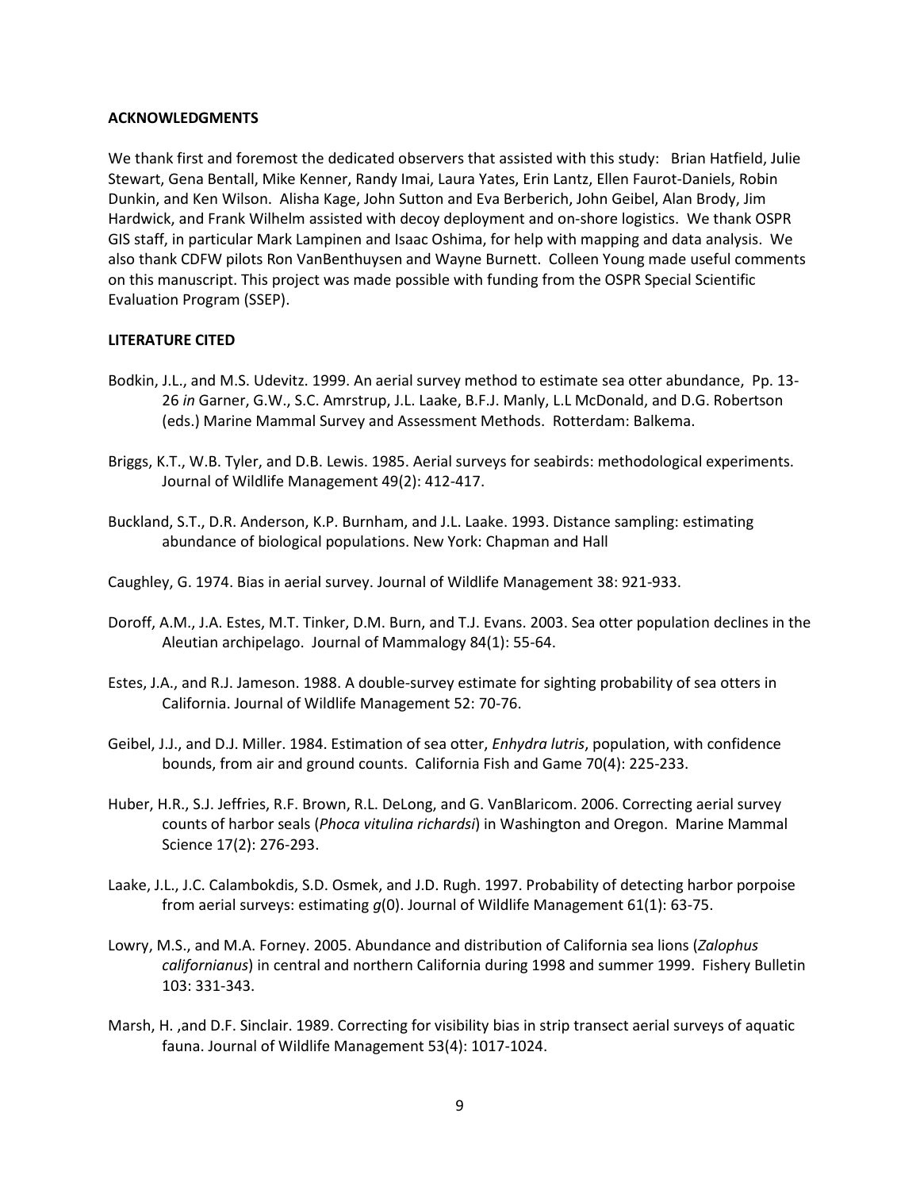## ACKNOWLEDGMENTS

We thank first and foremost the dedicated observers that assisted with this study: Brian Hatfield, Julie Stewart, Gena Bentall, Mike Kenner, Randy Imai, Laura Yates, Erin Lantz, Ellen Faurot-Daniels, Robin Dunkin, and Ken Wilson. Alisha Kage, John Sutton and Eva Berberich, John Geibel, Alan Brody, Jim Hardwick, and Frank Wilhelm assisted with decoy deployment and on-shore logistics. We thank OSPR GIS staff, in particular Mark Lampinen and Isaac Oshima, for help with mapping and data analysis. We also thank CDFW pilots Ron VanBenthuysen and Wayne Burnett. Colleen Young made useful comments on this manuscript. This project was made possible with funding from the OSPR Special Scientific Evaluation Program (SSEP).

## LITERATURE CITED

Bodkin, J.L., and M.S. Udevitz. 1999. An aerial survey method to estimate sea otter abundance, Pp. 13-26 *in* Garner, G.W., S.C. Amrstrup, J.L. Laake, B.F.J. Manly, L.L McDonald, and D.G. Robertson (eds.) Marine Mammal Survey and Assessment Methods. Rotterdam: Balkema.

Briggs, K.T., W.B. Tyler, and D.B. Lewis. 1985. Aerial surveys for seabirds: methodological experiments. Journal of Wildlife Management 49(2): 412-417.

Buckland, S.T., D.R. Anderson, K.P. Burnham, and J.L. Laake. 1993. Distance sampling: estimating abundance of biological populations. New York: Chapman and Hall

Caughley, G. 1974. Bias in aerial survey. Journal of Wildlife Management 38: 921-933.

Doroff, A.M., J.A. Estes, M.T. Tinker, D.M. Burn, and T.J. Evans. 2003. Sea otter population declines in the Aleutian archipelago. Journal of Mammalogy 84(1): 55-64.

Estes, J.A., and R.J. Jameson. 1988. A double-survey estimate for sighting probability of sea otters in California. Journal of Wildlife Management 52: 70-76.

Geibel, J.J., and D.J. Miller. 1984. Estimation of sea otter, *Enhydra lutris*, population, with confidence bounds, from air and ground counts. California Fish and Game 70(4): 225-233.

Huber, H.R., S.J. Jeffries, R.F. Brown, R.L. DeLong, and G. VanBlaricom. 2006. Correcting aerial survey counts of harbor seals (*Phoca vitulina richardsi*) in Washington and Oregon. Marine Mammal Science 17(2): 276-293.

Laake, J.L., J.C. Calambokdis, S.D. Osmek, and J.D. Rugh. 1997. Probability of detecting harbor porpoise from aerial surveys: estimating *g*(0). Journal of Wildlife Management 61(1): 63-75.

Lowry, M.S., and M.A. Forney. 2005. Abundance and distribution of California sea lions (*Zalophus californianus*) in central and northern California during 1998 and summer 1999. Fishery Bulletin 103: 331-343.

Marsh, H. ,and D.F. Sinclair. 1989. Correcting for visibility bias in strip transect aerial surveys of aquatic fauna. Journal of Wildlife Management 53(4): 1017-1024.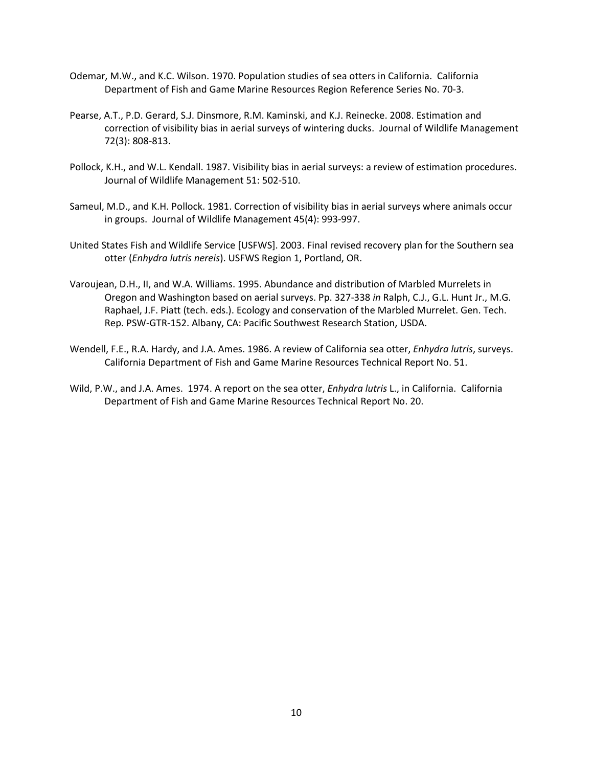Odemar, M.W., and K.C. Wilson. 1970. Population studies of sea otters in California. California Department of Fish and Game Marine Resources Region Reference Series No. 70-3.

Pearse, A.T., P.D. Gerard, S.J. Dinsmore, R.M. Kaminski, and K.J. Reinecke. 2008. Estimation and correction of visibility bias in aerial surveys of wintering ducks. Journal of Wildlife Management 72(3): 808-813.

Pollock, K.H., and W.L. Kendall. 1987. Visibility bias in aerial surveys: a review of estimation procedures. Journal of Wildlife Management 51: 502-510.

Sameul, M.D., and K.H. Pollock. 1981. Correction of visibility bias in aerial surveys where animals occur in groups. Journal of Wildlife Management 45(4): 993-997.

United States Fish and Wildlife Service [USFWS]. 2003. Final revised recovery plan for the Southern sea otter (*Enhydra lutris nereis*). USFWS Region 1, Portland, OR.

Varoujean, D.H., II, and W.A. Williams. 1995. Abundance and distribution of Marbled Murrelets in Oregon and Washington based on aerial surveys. Pp. 327-338 *in* Ralph, C.J., G.L. Hunt Jr., M.G. Raphael, J.F. Piatt (tech. eds.). Ecology and conservation of the Marbled Murrelet. Gen. Tech. Rep. PSW-GTR-152. Albany, CA: Pacific Southwest Research Station, USDA.

Wendell, F.E., R.A. Hardy, and J.A. Ames. 1986. A review of California sea otter, *Enhydra lutris*, surveys. California Department of Fish and Game Marine Resources Technical Report No. 51.

Wild, P.W., and J.A. Ames. 1974. A report on the sea otter, *Enhydra lutris* L., in California. California Department of Fish and Game Marine Resources Technical Report No. 20.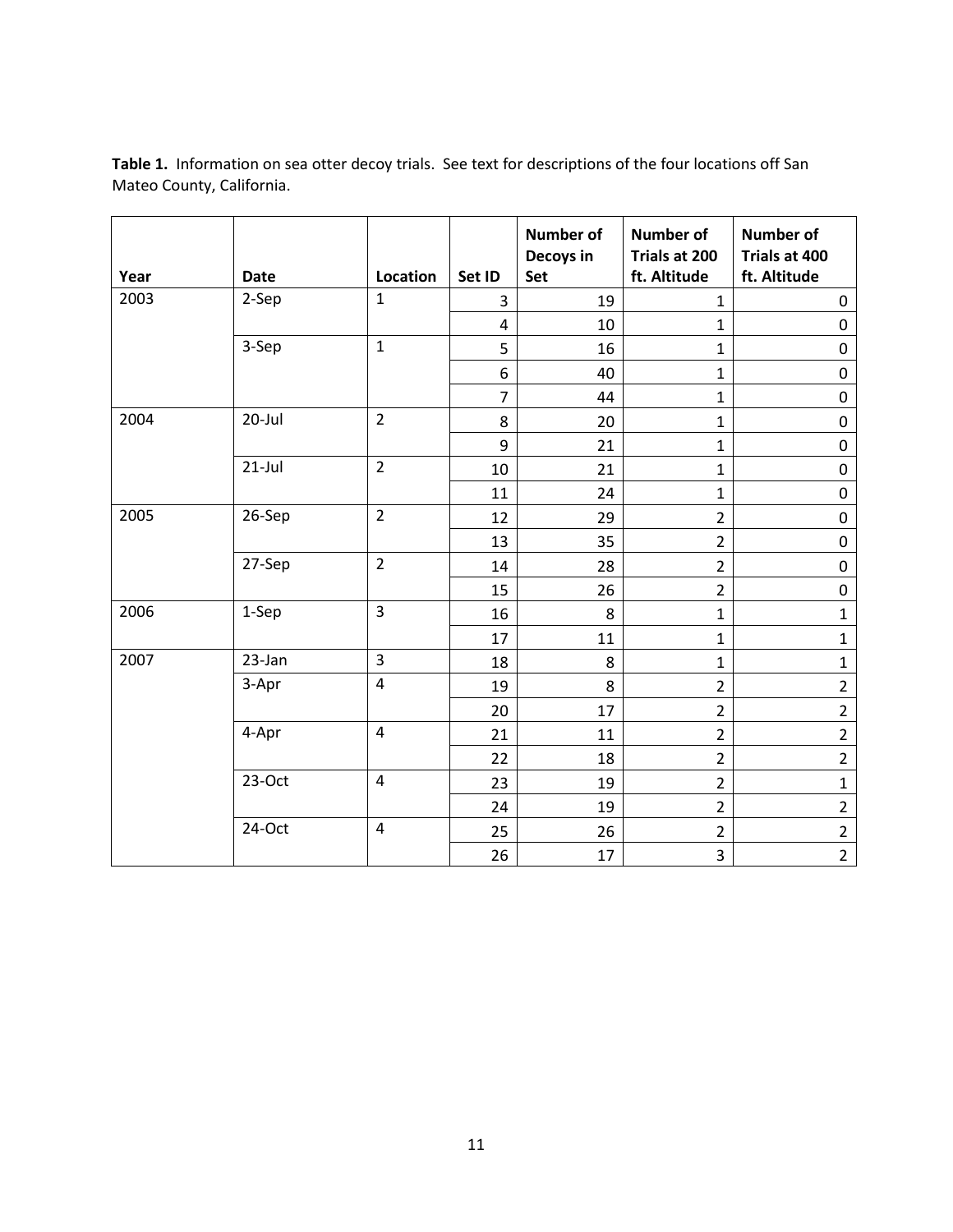**Table 1.** Information on sea otter decoy trials. See text for descriptions of the four locations off San Mateo County, California.

| Year | Date | Location | Set ID | Number of Decoys in Set | Number of Trials at 200 ft. Altitude | Number of Trials at 400 ft. Altitude |
|---|---|---|---|---|---|---|
| 2003 | 2-Sep | 1 | 3 | 19 | 1 | 0 |
| | | | 4 | 10 | 1 | 0 |
| | 3-Sep | 1 | 5 | 16 | 1 | 0 |
| | | | 6 | 40 | 1 | 0 |
| | | | 7 | 44 | 1 | 0 |
| 2004 | 20-Jul | 2 | 8 | 20 | 1 | 0 |
| | | | 9 | 21 | 1 | 0 |
| | 21-Jul | 2 | 10 | 21 | 1 | 0 |
| | | | 11 | 24 | 1 | 0 |
| 2005 | 26-Sep | 2 | 12 | 29 | 2 | 0 |
| | | | 13 | 35 | 2 | 0 |
| | 27-Sep | 2 | 14 | 28 | 2 | 0 |
| | | | 15 | 26 | 2 | 0 |
| 2006 | 1-Sep | 3 | 16 | 8 | 1 | 1 |
| | | | 17 | 11 | 1 | 1 |
| 2007 | 23-Jan | 3 | 18 | 8 | 1 | 1 |
| | 3-Apr | 4 | 19 | 8 | 2 | 2 |
| | | | 20 | 17 | 2 | 2 |
| | 4-Apr | 4 | 21 | 11 | 2 | 2 |
| | | | 22 | 18 | 2 | 2 |
| | 23-Oct | 4 | 23 | 19 | 2 | 1 |
| | | | 24 | 19 | 2 | 2 |
| | 24-Oct | 4 | 25 | 26 | 2 | 2 |
| | | | 26 | 17 | 3 | 2 |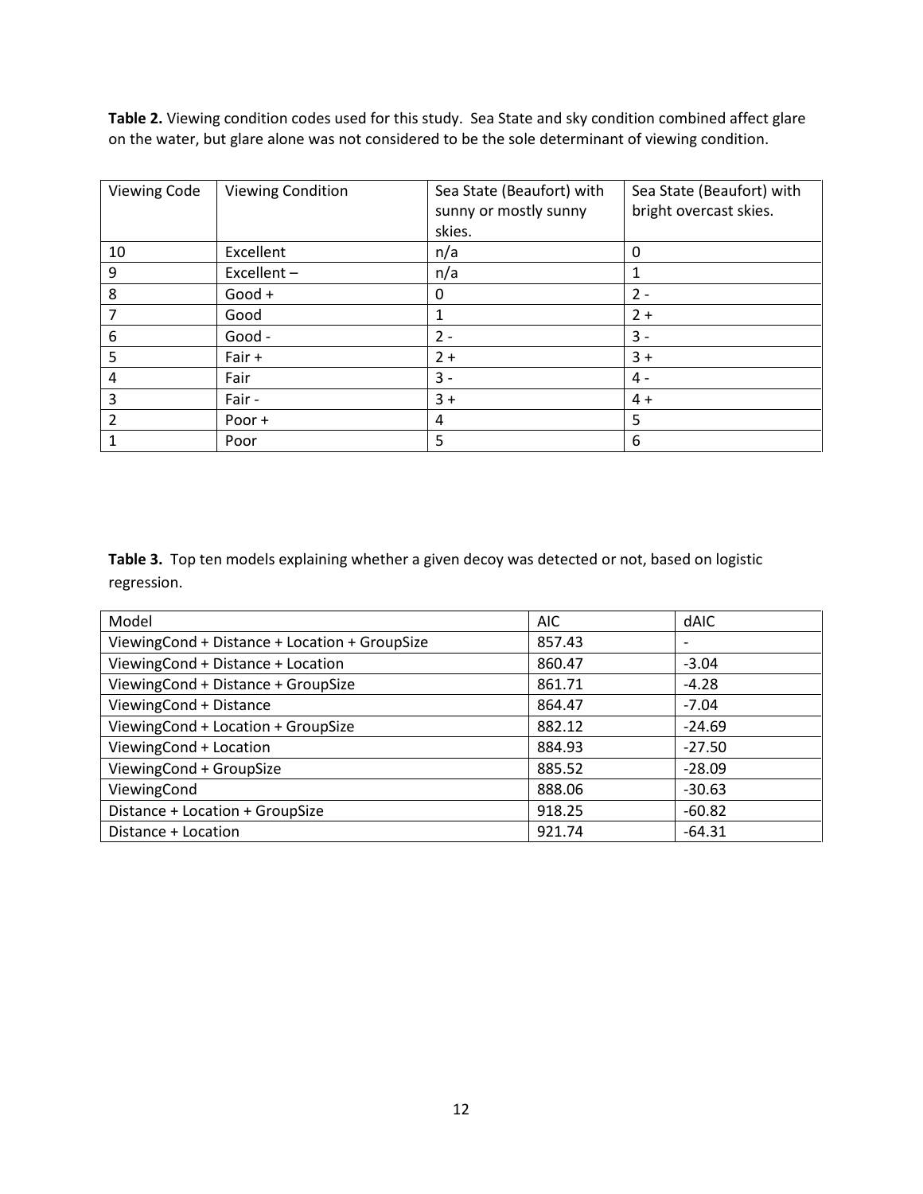**Table 2.** Viewing condition codes used for this study. Sea State and sky condition combined affect glare on the water, but glare alone was not considered to be the sole determinant of viewing condition.

| Viewing Code | Viewing Condition | Sea State (Beaufort) with sunny or mostly sunny skies. | Sea State (Beaufort) with bright overcast skies. |
|---|---|---|---|
| 10 | Excellent | n/a | 0 |
| 9 | Excellent – | n/a | 1 |
| 8 | Good + | 0 | 2 - |
| 7 | Good | 1 | 2 + |
| 6 | Good - | 2 - | 3 - |
| 5 | Fair + | 2 + | 3 + |
| 4 | Fair | 3 - | 4 - |
| 3 | Fair - | 3 + | 4 + |
| 2 | Poor + | 4 | 5 |
| 1 | Poor | 5 | 6 |

**Table 3.** Top ten models explaining whether a given decoy was detected or not, based on logistic regression.

| Model | AIC | dAIC |
|---|---|---|
| ViewingCond + Distance + Location + GroupSize | 857.43 | - |
| ViewingCond + Distance + Location | 860.47 | -3.04 |
| ViewingCond + Distance + GroupSize | 861.71 | -4.28 |
| ViewingCond + Distance | 864.47 | -7.04 |
| ViewingCond + Location + GroupSize | 882.12 | -24.69 |
| ViewingCond + Location | 884.93 | -27.50 |
| ViewingCond + GroupSize | 885.52 | -28.09 |
| ViewingCond | 888.06 | -30.63 |
| Distance + Location + GroupSize | 918.25 | -60.82 |
| Distance + Location | 921.74 | -64.31 |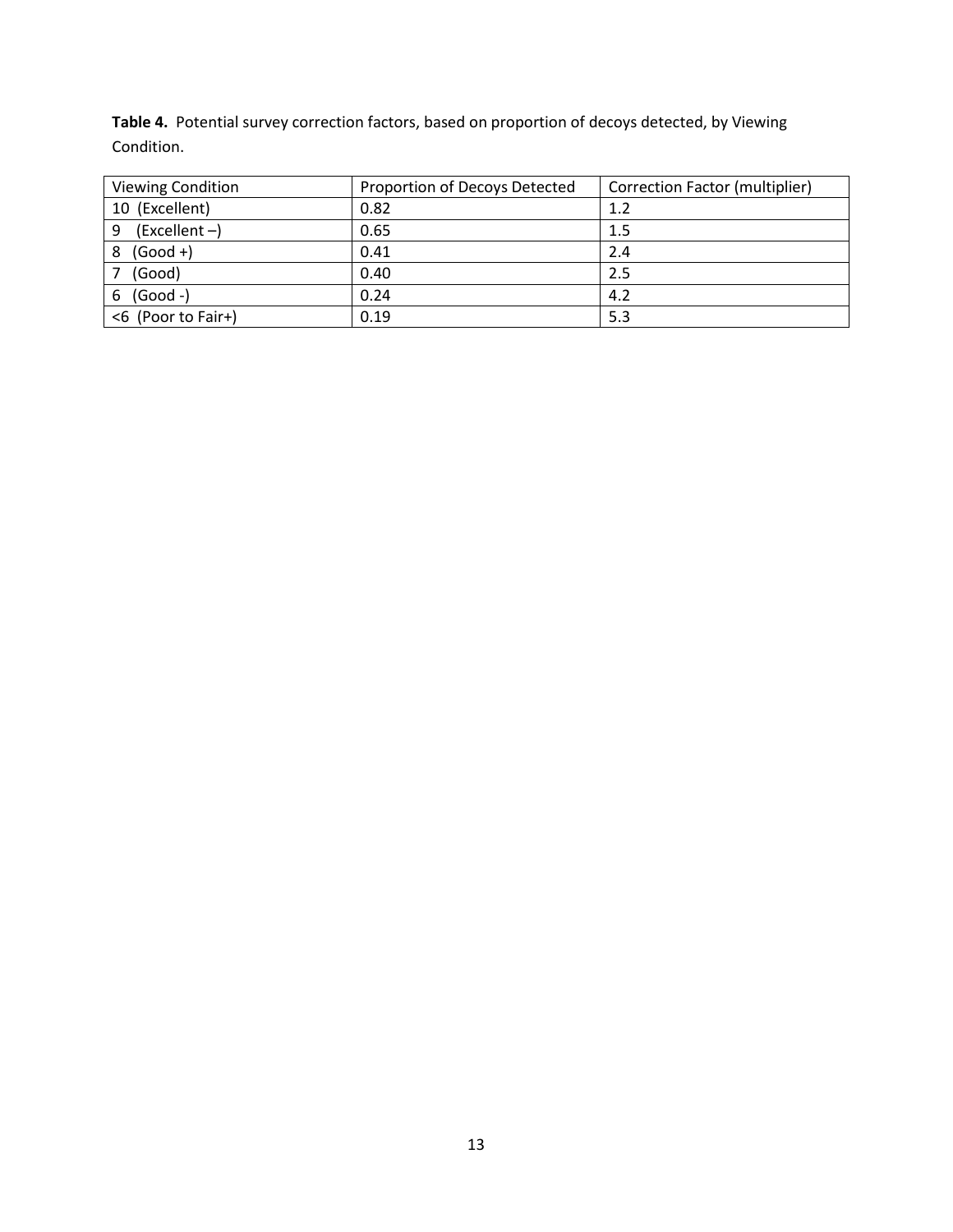**Table 4.** Potential survey correction factors, based on proportion of decoys detected, by Viewing Condition.

| Viewing Condition | Proportion of Decoys Detected | Correction Factor (multiplier) |
|---|---|---|
| 10 (Excellent) | 0.82 | 1.2 |
| 9 (Excellent –) | 0.65 | 1.5 |
| 8 (Good +) | 0.41 | 2.4 |
| 7 (Good) | 0.40 | 2.5 |
| 6 (Good -) | 0.24 | 4.2 |
| <6 (Poor to Fair+) | 0.19 | 5.3 |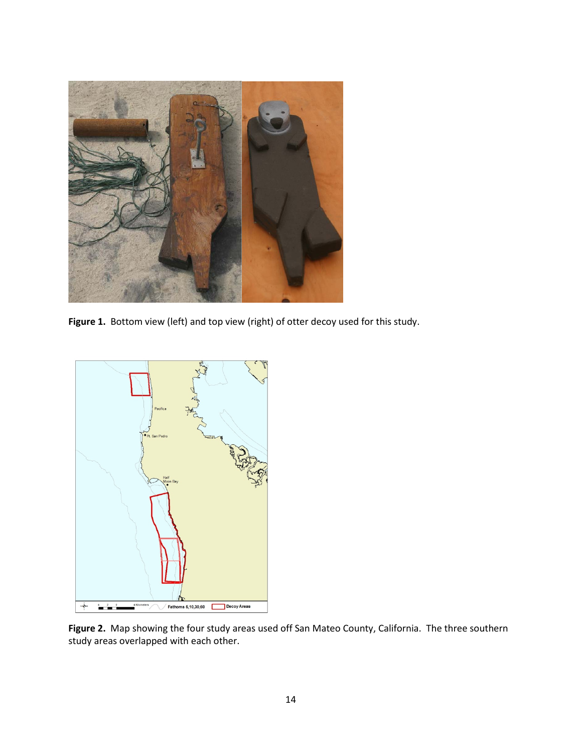**Figure 1.** Bottom view (left) and top view (right) of otter decoy used for this study.

**Figure 2.** Map showing the four study areas used off San Mateo County, California. The three southern study areas overlapped with each other.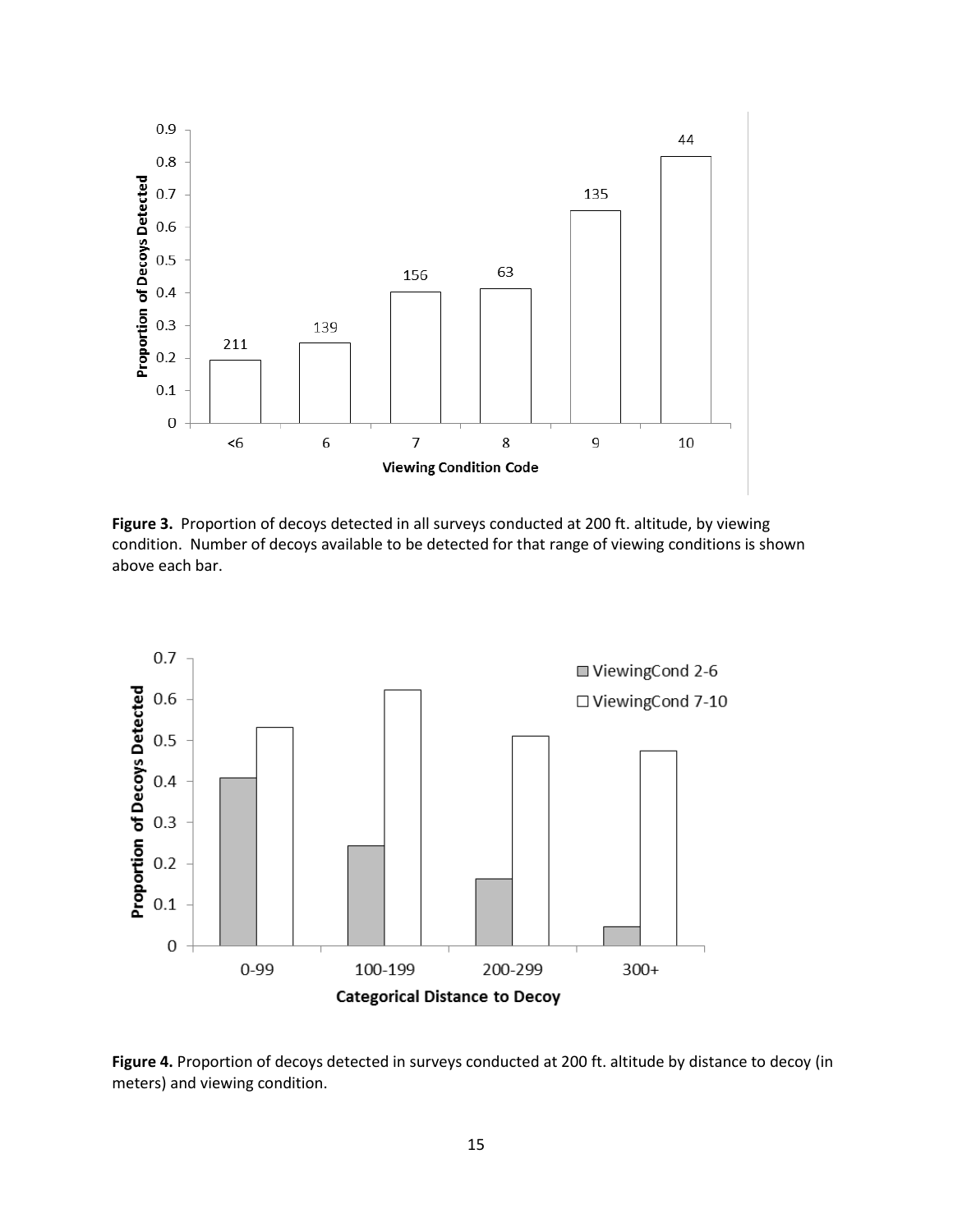**Figure 3.** Proportion of decoys detected in all surveys conducted at 200 ft. altitude, by viewing condition. Number of decoys available to be detected for that range of viewing conditions is shown above each bar.

**Figure 4.** Proportion of decoys detected in surveys conducted at 200 ft. altitude by distance to decoy (in meters) and viewing condition.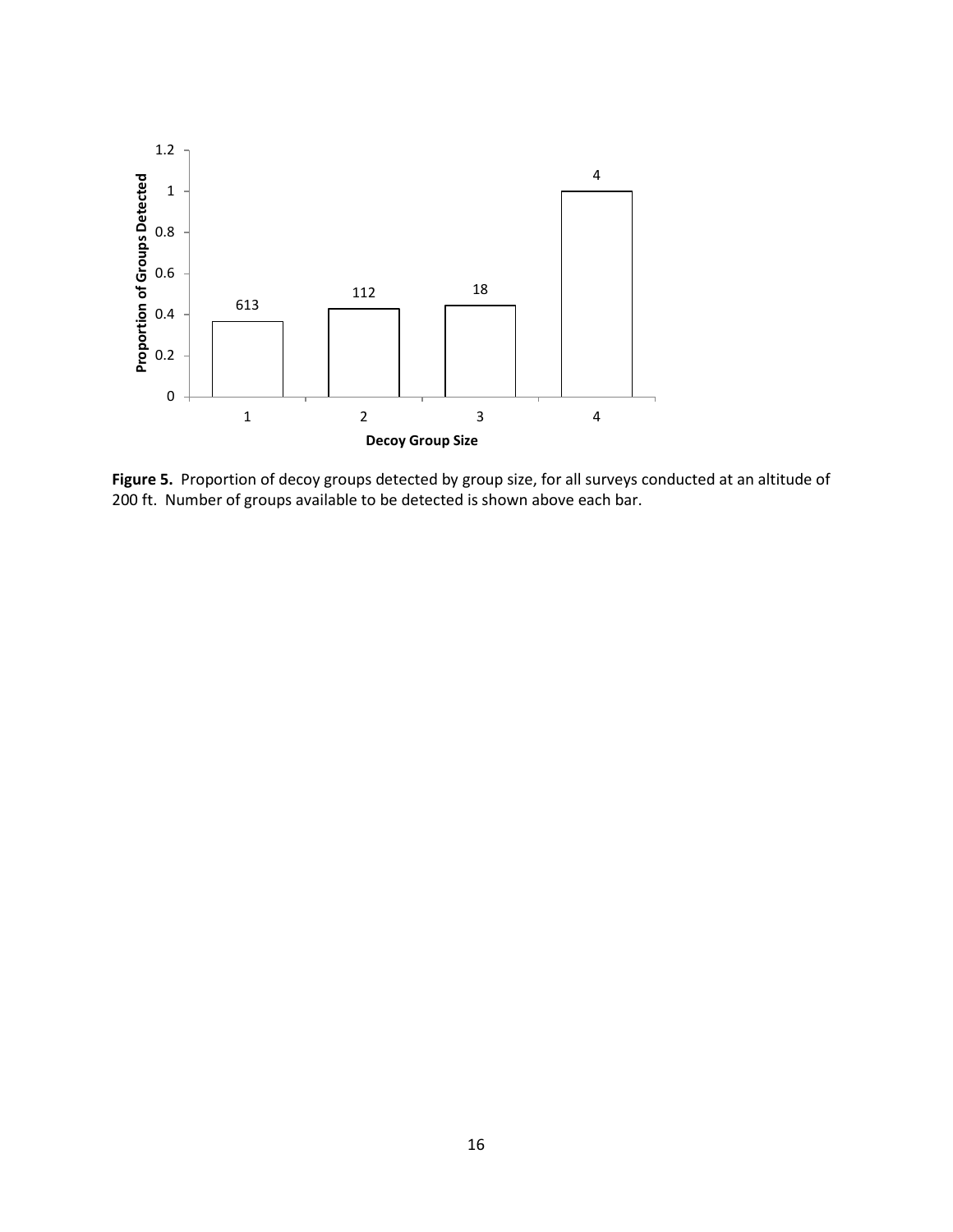**Figure 5.** Proportion of decoy groups detected by group size, for all surveys conducted at an altitude of 200 ft. Number of groups available to be detected is shown above each bar.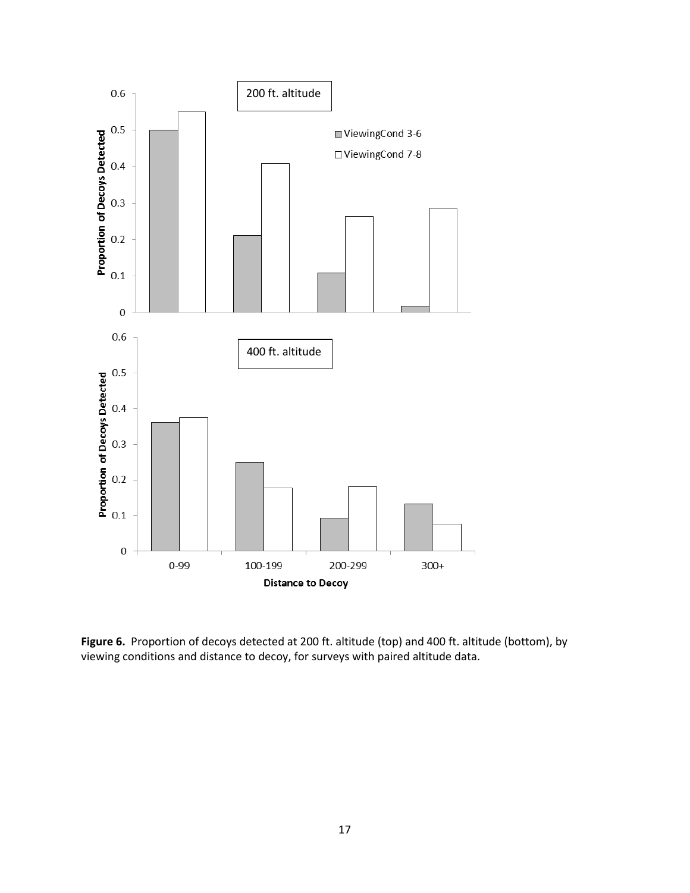**Figure 6.** Proportion of decoys detected at 200 ft. altitude (top) and 400 ft. altitude (bottom), by viewing conditions and distance to decoy, for surveys with paired altitude data.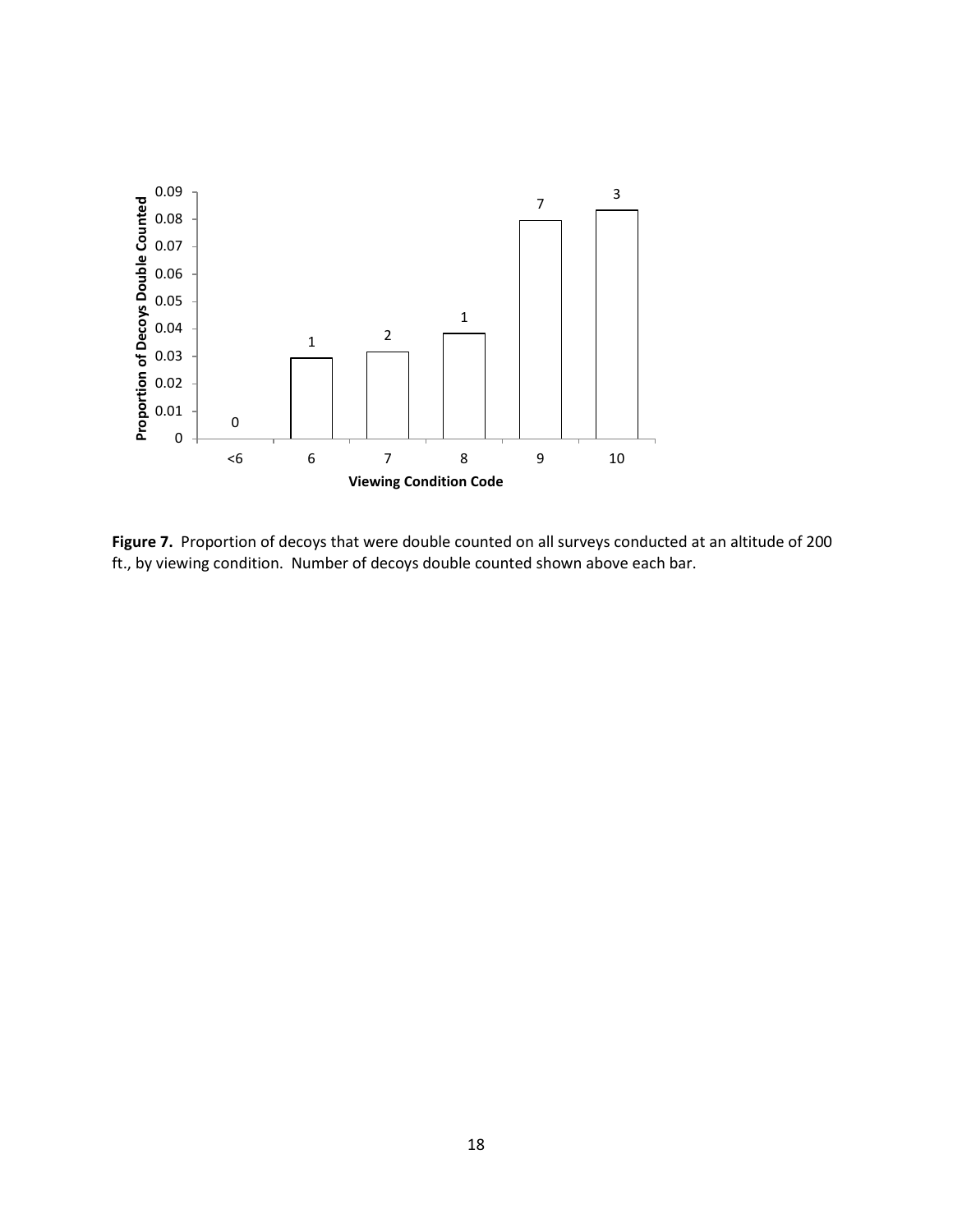**Figure 7.** Proportion of decoys that were double counted on all surveys conducted at an altitude of 200 ft., by viewing condition. Number of decoys double counted shown above each bar.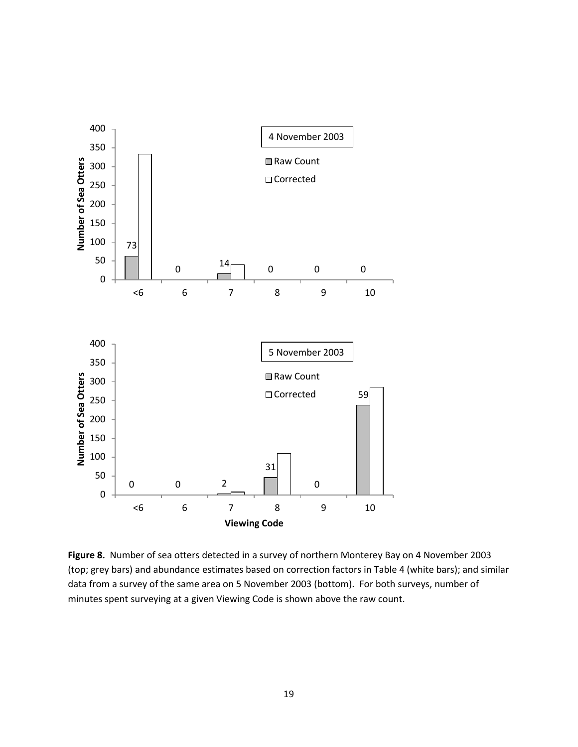**Figure 8.** Number of sea otters detected in a survey of northern Monterey Bay on 4 November 2003 (top; grey bars) and abundance estimates based on correction factors in Table 4 (white bars); and similar data from a survey of the same area on 5 November 2003 (bottom). For both surveys, number of minutes spent surveying at a given Viewing Code is shown above the raw count.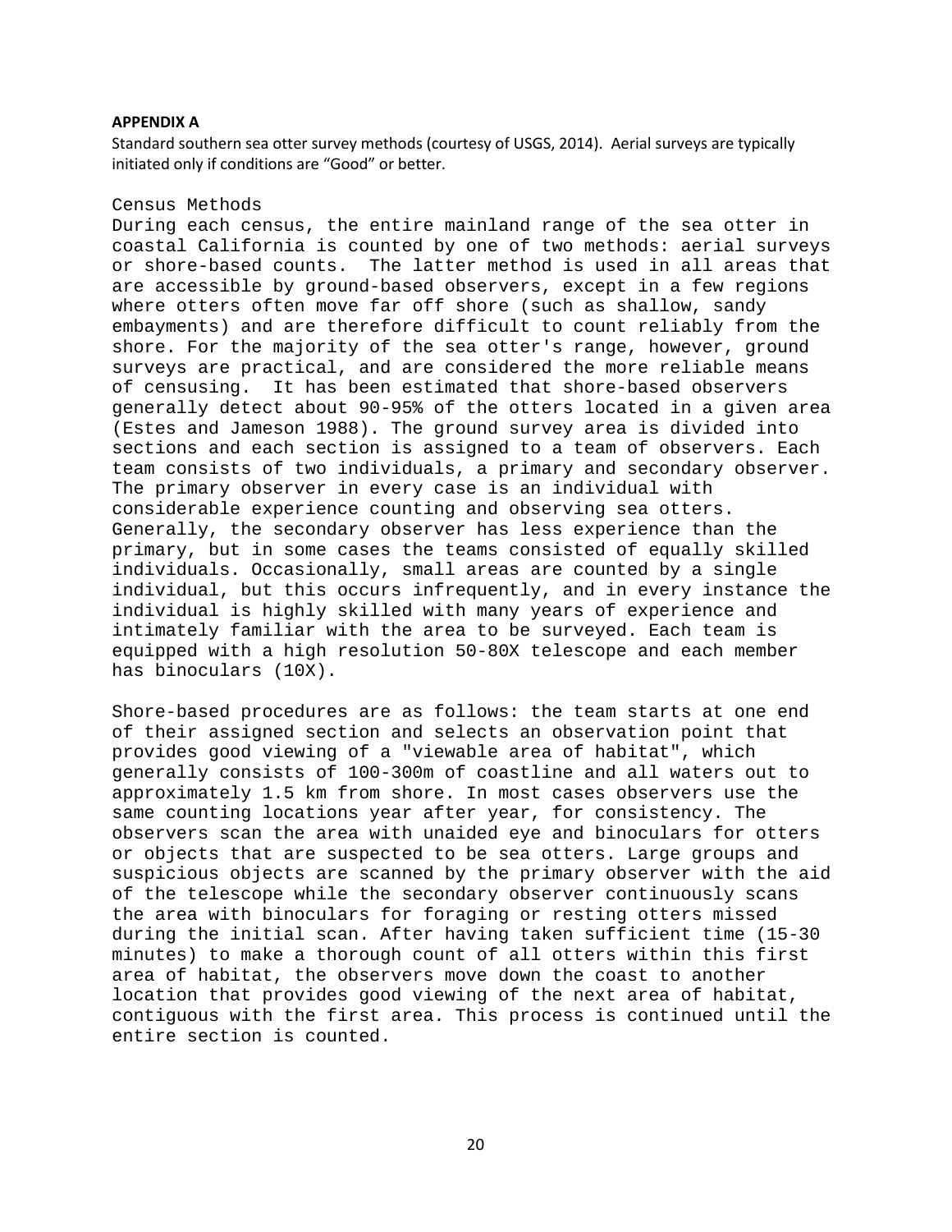## APPENDIX A

Standard southern sea otter survey methods (courtesy of USGS, 2014). Aerial surveys are typically initiated only if conditions are "Good" or better.

Census Methods

During each census, the entire mainland range of the sea otter in coastal California is counted by one of two methods: aerial surveys or shore-based counts. The latter method is used in all areas that are accessible by ground-based observers, except in a few regions where otters often move far off shore (such as shallow, sandy embayments) and are therefore difficult to count reliably from the shore. For the majority of the sea otter's range, however, ground surveys are practical, and are considered the more reliable means of censusing. It has been estimated that shore-based observers generally detect about 90-95% of the otters located in a given area (Estes and Jameson 1988). The ground survey area is divided into sections and each section is assigned to a team of observers. Each team consists of two individuals, a primary and secondary observer. The primary observer in every case is an individual with considerable experience counting and observing sea otters. Generally, the secondary observer has less experience than the primary, but in some cases the teams consisted of equally skilled individuals. Occasionally, small areas are counted by a single individual, but this occurs infrequently, and in every instance the individual is highly skilled with many years of experience and intimately familiar with the area to be surveyed. Each team is equipped with a high resolution 50-80X telescope and each member has binoculars (10X).

Shore-based procedures are as follows: the team starts at one end of their assigned section and selects an observation point that provides good viewing of a "viewable area of habitat", which generally consists of 100-300m of coastline and all waters out to approximately 1.5 km from shore. In most cases observers use the same counting locations year after year, for consistency. The observers scan the area with unaided eye and binoculars for otters or objects that are suspected to be sea otters. Large groups and suspicious objects are scanned by the primary observer with the aid of the telescope while the secondary observer continuously scans the area with binoculars for foraging or resting otters missed during the initial scan. After having taken sufficient time (15-30 minutes) to make a thorough count of all otters within this first area of habitat, the observers move down the coast to another location that provides good viewing of the next area of habitat, contiguous with the first area. This process is continued until the entire section is counted.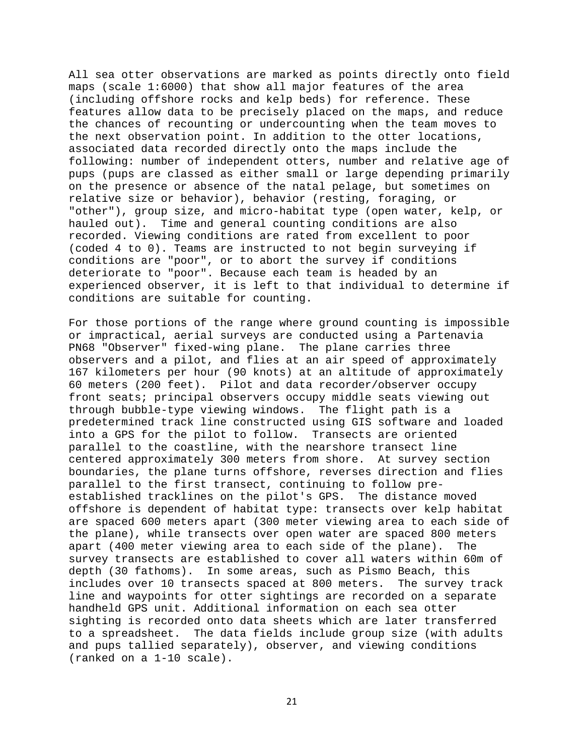All sea otter observations are marked as points directly onto field maps (scale 1:6000) that show all major features of the area (including offshore rocks and kelp beds) for reference. These features allow data to be precisely placed on the maps, and reduce the chances of recounting or undercounting when the team moves to the next observation point. In addition to the otter locations, associated data recorded directly onto the maps include the following: number of independent otters, number and relative age of pups (pups are classed as either small or large depending primarily on the presence or absence of the natal pelage, but sometimes on relative size or behavior), behavior (resting, foraging, or "other"), group size, and micro-habitat type (open water, kelp, or hauled out). Time and general counting conditions are also recorded. Viewing conditions are rated from excellent to poor (coded 4 to 0). Teams are instructed to not begin surveying if conditions are "poor", or to abort the survey if conditions deteriorate to "poor". Because each team is headed by an experienced observer, it is left to that individual to determine if conditions are suitable for counting.

For those portions of the range where ground counting is impossible or impractical, aerial surveys are conducted using a Partenavia PN68 "Observer" fixed-wing plane. The plane carries three observers and a pilot, and flies at an air speed of approximately 167 kilometers per hour (90 knots) at an altitude of approximately 60 meters (200 feet). Pilot and data recorder/observer occupy front seats; principal observers occupy middle seats viewing out through bubble-type viewing windows. The flight path is a predetermined track line constructed using GIS software and loaded into a GPS for the pilot to follow. Transects are oriented parallel to the coastline, with the nearshore transect line centered approximately 300 meters from shore. At survey section boundaries, the plane turns offshore, reverses direction and flies parallel to the first transect, continuing to follow pre-established tracklines on the pilot's GPS. The distance moved offshore is dependent of habitat type: transects over kelp habitat are spaced 600 meters apart (300 meter viewing area to each side of the plane), while transects over open water are spaced 800 meters apart (400 meter viewing area to each side of the plane). The survey transects are established to cover all waters within 60m of depth (30 fathoms). In some areas, such as Pismo Beach, this includes over 10 transects spaced at 800 meters. The survey track line and waypoints for otter sightings are recorded on a separate handheld GPS unit. Additional information on each sea otter sighting is recorded onto data sheets which are later transferred to a spreadsheet. The data fields include group size (with adults and pups tallied separately), observer, and viewing conditions (ranked on a 1-10 scale).